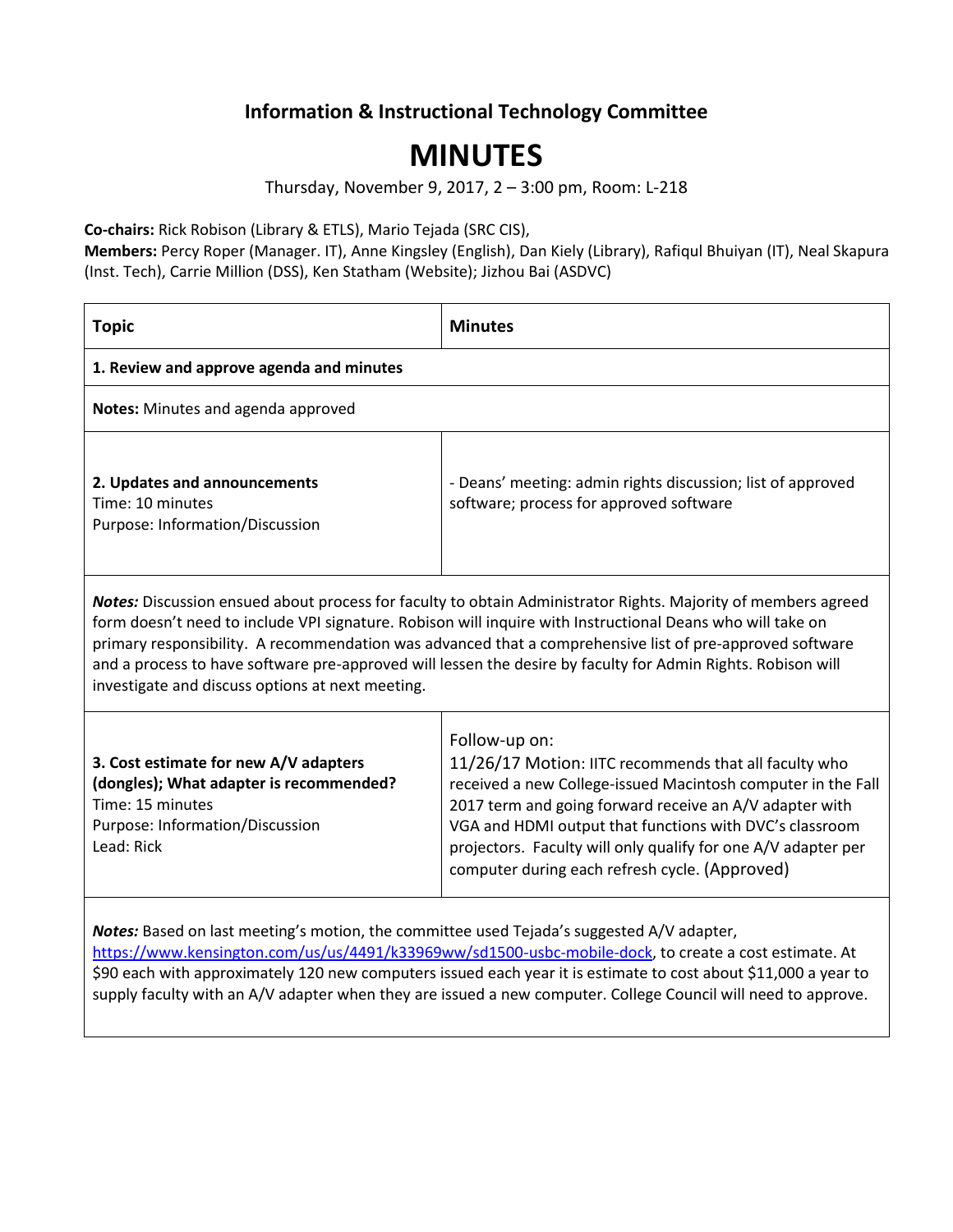**Information & Instructional Technology Committee**

# MINUTES

Thursday, November 9, 2017, 2 – 3:00 pm, Room: L-218

**Co-chairs:** Rick Robison (Library & ETLS), Mario Tejada (SRC CIS),
**Members:** Percy Roper (Manager. IT), Anne Kingsley (English), Dan Kiely (Library), Rafiqul Bhuiyan (IT), Neal Skapura (Inst. Tech), Carrie Million (DSS), Ken Statham (Website); Jizhou Bai (ASDVC)

| **Topic** | **Minutes** |
|---|---|
| **1. Review and approve agenda and minutes** | |
| **Notes:** Minutes and agenda approved | |
| **2. Updates and announcements**<br>Time: 10 minutes<br>Purpose: Information/Discussion | - Deans' meeting: admin rights discussion; list of approved software; process for approved software |
| ***Notes:*** Discussion ensued about process for faculty to obtain Administrator Rights. Majority of members agreed form doesn't need to include VPI signature. Robison will inquire with Instructional Deans who will take on primary responsibility. A recommendation was advanced that a comprehensive list of pre-approved software and a process to have software pre-approved will lessen the desire by faculty for Admin Rights. Robison will investigate and discuss options at next meeting. | |
| **3. Cost estimate for new A/V adapters (dongles); What adapter is recommended?**<br>Time: 15 minutes<br>Purpose: Information/Discussion<br>Lead: Rick | Follow-up on:<br>11/26/17 Motion: IITC recommends that all faculty who received a new College-issued Macintosh computer in the Fall 2017 term and going forward receive an A/V adapter with VGA and HDMI output that functions with DVC's classroom projectors. Faculty will only qualify for one A/V adapter per computer during each refresh cycle. (Approved) |
| ***Notes:*** Based on last meeting's motion, the committee used Tejada's suggested A/V adapter, [https://www.kensington.com/us/us/4491/k33969ww/sd1500-usbc-mobile-dock](https://www.kensington.com/us/us/4491/k33969ww/sd1500-usbc-mobile-dock), to create a cost estimate. At $90 each with approximately 120 new computers issued each year it is estimate to cost about $11,000 a year to supply faculty with an A/V adapter when they are issued a new computer. College Council will need to approve. | |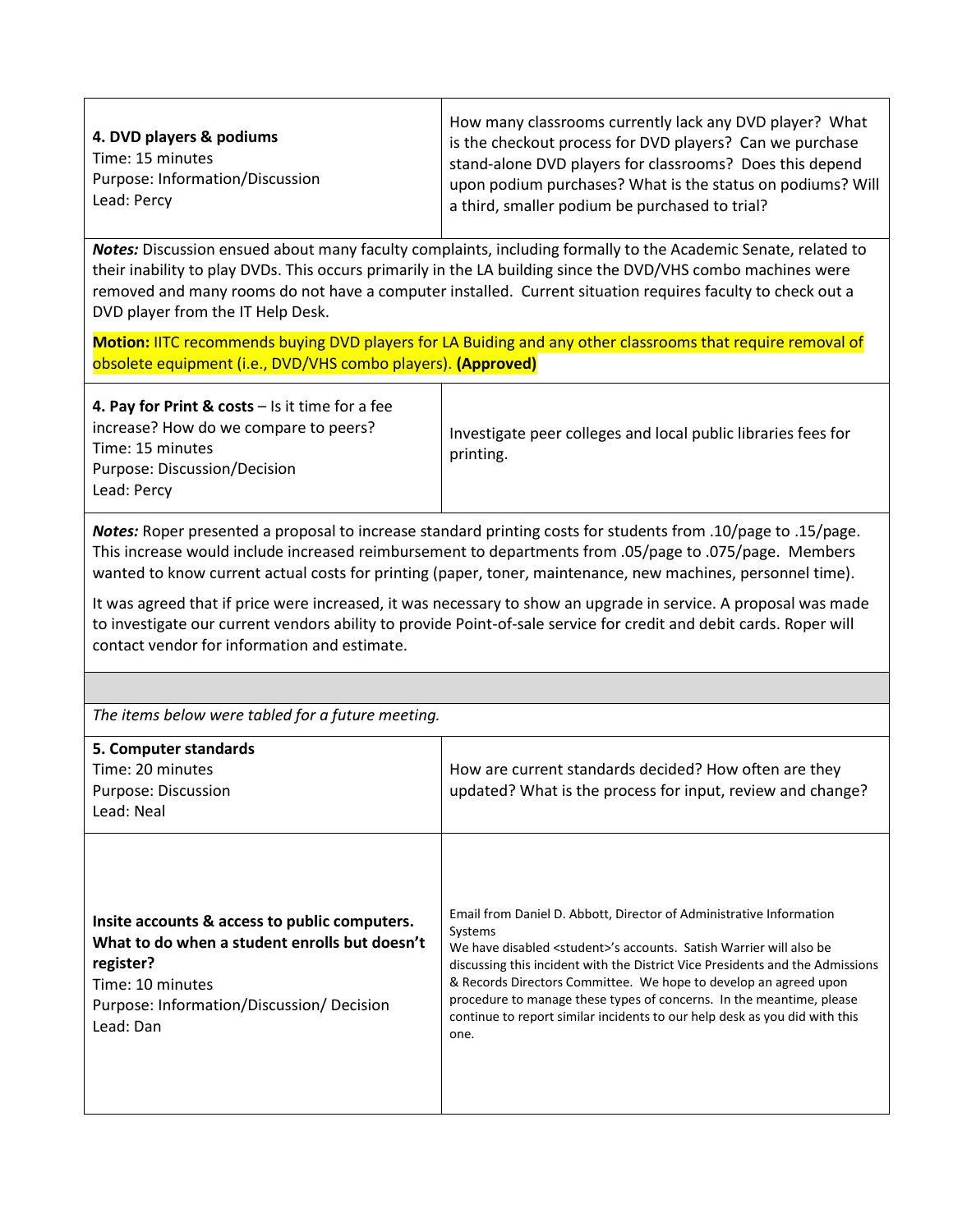| | |
|---|---|
| **4. DVD players & podiums**<br>Time: 15 minutes<br>Purpose: Information/Discussion<br>Lead: Percy | How many classrooms currently lack any DVD player? What is the checkout process for DVD players? Can we purchase stand-alone DVD players for classrooms? Does this depend upon podium purchases? What is the status on podiums? Will a third, smaller podium be purchased to trial? |

***Notes:*** Discussion ensued about many faculty complaints, including formally to the Academic Senate, related to their inability to play DVDs. This occurs primarily in the LA building since the DVD/VHS combo machines were removed and many rooms do not have a computer installed. Current situation requires faculty to check out a DVD player from the IT Help Desk.

**Motion:** IITC recommends buying DVD players for LA Buiding and any other classrooms that require removal of obsolete equipment (i.e., DVD/VHS combo players). **(Approved)**

| | |
|---|---|
| **4. Pay for Print & costs** – Is it time for a fee increase? How do we compare to peers?<br>Time: 15 minutes<br>Purpose: Discussion/Decision<br>Lead: Percy | Investigate peer colleges and local public libraries fees for printing. |

***Notes:*** Roper presented a proposal to increase standard printing costs for students from .10/page to .15/page. This increase would include increased reimbursement to departments from .05/page to .075/page. Members wanted to know current actual costs for printing (paper, toner, maintenance, new machines, personnel time).

It was agreed that if price were increased, it was necessary to show an upgrade in service. A proposal was made to investigate our current vendors ability to provide Point-of-sale service for credit and debit cards. Roper will contact vendor for information and estimate.

*The items below were tabled for a future meeting.*

| | |
|---|---|
| **5. Computer standards**<br>Time: 20 minutes<br>Purpose: Discussion<br>Lead: Neal | How are current standards decided? How often are they updated? What is the process for input, review and change? |
| **Insite accounts & access to public computers. What to do when a student enrolls but doesn't register?**<br>Time: 10 minutes<br>Purpose: Information/Discussion/ Decision<br>Lead: Dan | Email from Daniel D. Abbott, Director of Administrative Information Systems<br>We have disabled <student>'s accounts. Satish Warrier will also be discussing this incident with the District Vice Presidents and the Admissions & Records Directors Committee. We hope to develop an agreed upon procedure to manage these types of concerns. In the meantime, please continue to report similar incidents to our help desk as you did with this one. |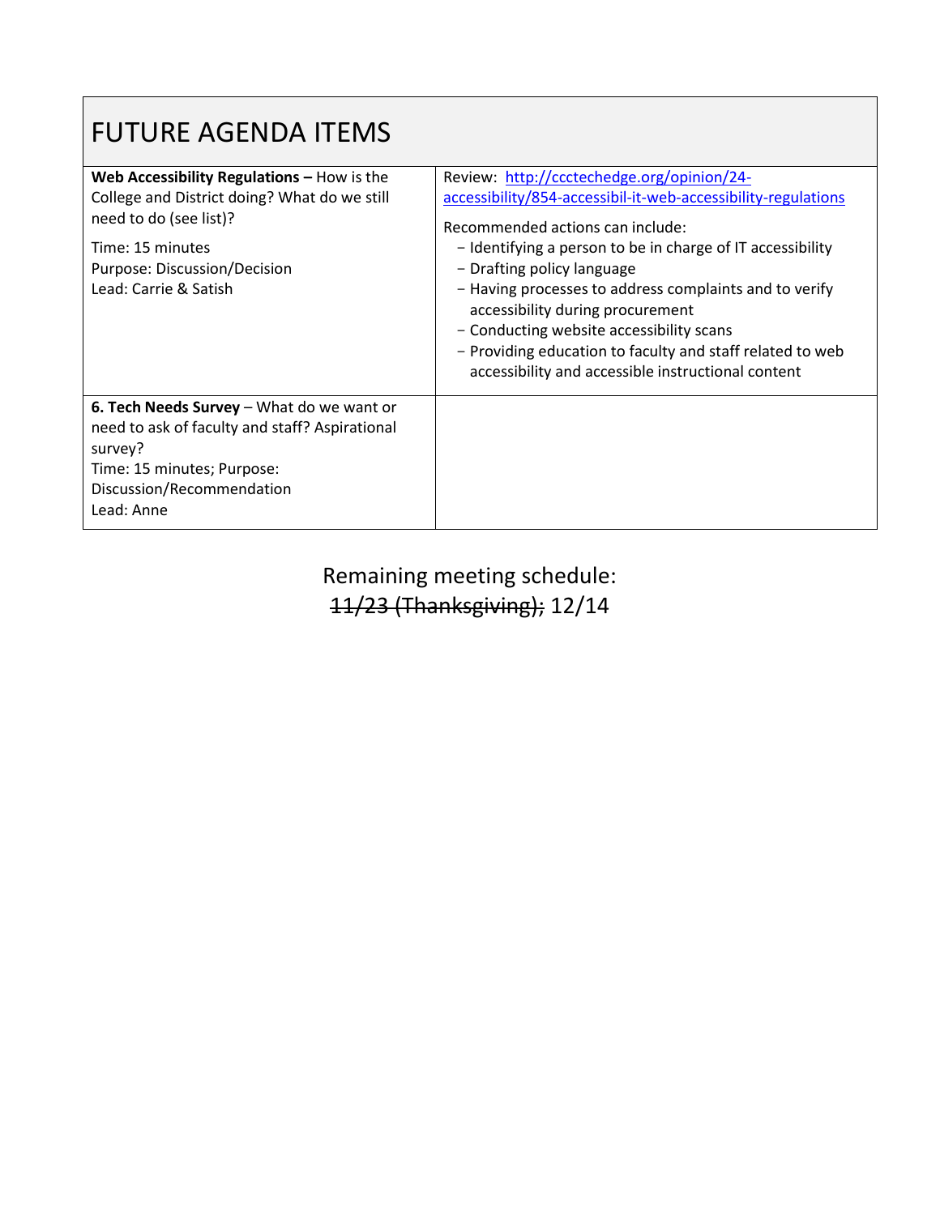## FUTURE AGENDA ITEMS

| | |
|---|---|
| **Web Accessibility Regulations –** How is the College and District doing? What do we still need to do (see list)?<br><br>Time: 15 minutes<br>Purpose: Discussion/Decision<br>Lead: Carrie & Satish | Review: [http://ccctechedge.org/opinion/24-accessibility/854-accessibil-it-web-accessibility-regulations](http://ccctechedge.org/opinion/24-accessibility/854-accessibil-it-web-accessibility-regulations)<br><br>Recommended actions can include:<br>- Identifying a person to be in charge of IT accessibility<br>- Drafting policy language<br>- Having processes to address complaints and to verify accessibility during procurement<br>- Conducting website accessibility scans<br>- Providing education to faculty and staff related to web accessibility and accessible instructional content |
| **6. Tech Needs Survey** – What do we want or need to ask of faculty and staff? Aspirational survey?<br>Time: 15 minutes; Purpose: Discussion/Recommendation<br>Lead: Anne | |

Remaining meeting schedule:
~~11/23 (Thanksgiving);~~ 12/14